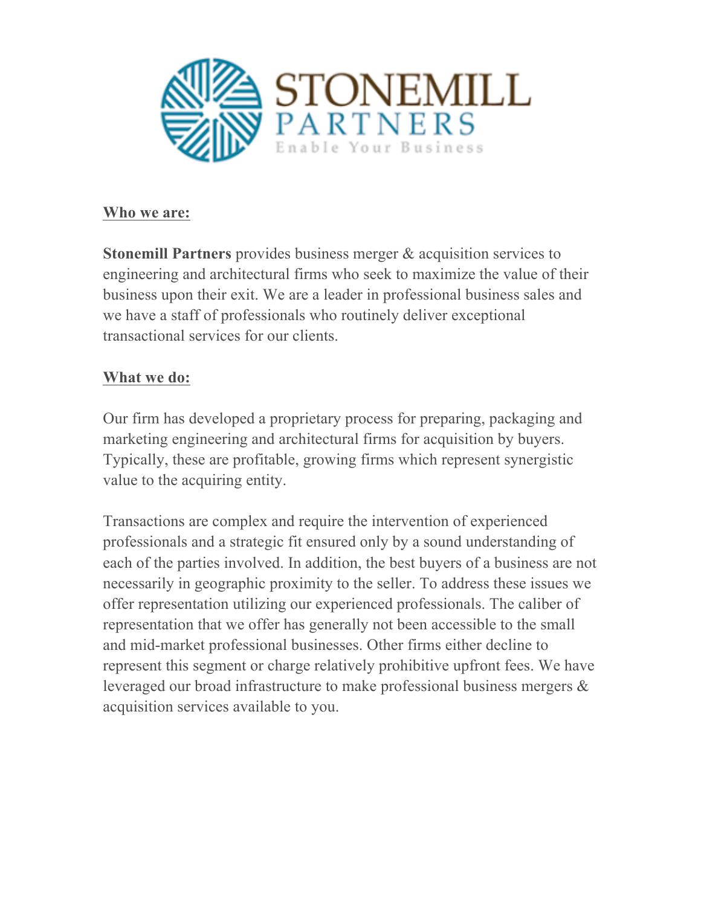STONEMILL PARTNERS

Enable Your Business

**Who we are:**

**Stonemill Partners** provides business merger & acquisition services to engineering and architectural firms who seek to maximize the value of their business upon their exit. We are a leader in professional business sales and we have a staff of professionals who routinely deliver exceptional transactional services for our clients.

**What we do:**

Our firm has developed a proprietary process for preparing, packaging and marketing engineering and architectural firms for acquisition by buyers. Typically, these are profitable, growing firms which represent synergistic value to the acquiring entity.

Transactions are complex and require the intervention of experienced professionals and a strategic fit ensured only by a sound understanding of each of the parties involved. In addition, the best buyers of a business are not necessarily in geographic proximity to the seller. To address these issues we offer representation utilizing our experienced professionals. The caliber of representation that we offer has generally not been accessible to the small and mid-market professional businesses. Other firms either decline to represent this segment or charge relatively prohibitive upfront fees. We have leveraged our broad infrastructure to make professional business mergers & acquisition services available to you.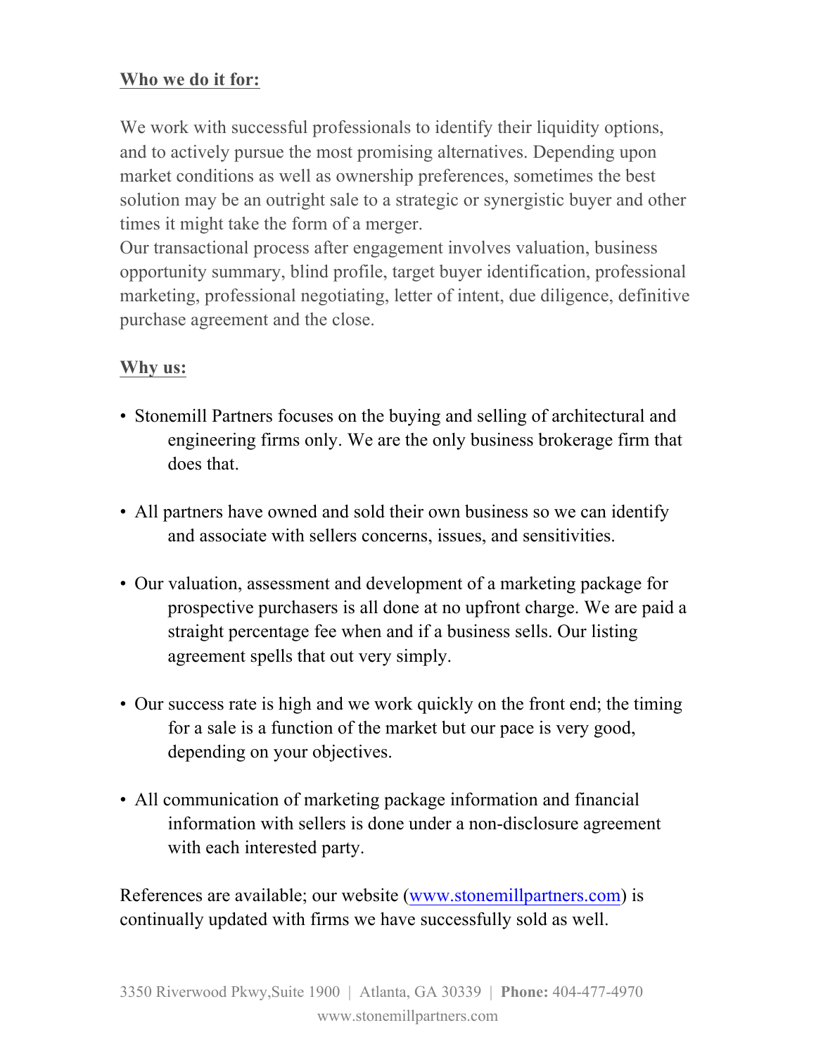**Who we do it for:**

We work with successful professionals to identify their liquidity options, and to actively pursue the most promising alternatives. Depending upon market conditions as well as ownership preferences, sometimes the best solution may be an outright sale to a strategic or synergistic buyer and other times it might take the form of a merger.
Our transactional process after engagement involves valuation, business opportunity summary, blind profile, target buyer identification, professional marketing, professional negotiating, letter of intent, due diligence, definitive purchase agreement and the close.

**Why us:**

- Stonemill Partners focuses on the buying and selling of architectural and engineering firms only. We are the only business brokerage firm that does that.
- All partners have owned and sold their own business so we can identify and associate with sellers concerns, issues, and sensitivities.
- Our valuation, assessment and development of a marketing package for prospective purchasers is all done at no upfront charge. We are paid a straight percentage fee when and if a business sells. Our listing agreement spells that out very simply.
- Our success rate is high and we work quickly on the front end; the timing for a sale is a function of the market but our pace is very good, depending on your objectives.
- All communication of marketing package information and financial information with sellers is done under a non-disclosure agreement with each interested party.

References are available; our website ([www.stonemillpartners.com](http://www.stonemillpartners.com)) is continually updated with firms we have successfully sold as well.

3350 Riverwood Pkwy,Suite 1900 | Atlanta, GA 30339 | **Phone:** 404-477-4970
www.stonemillpartners.com